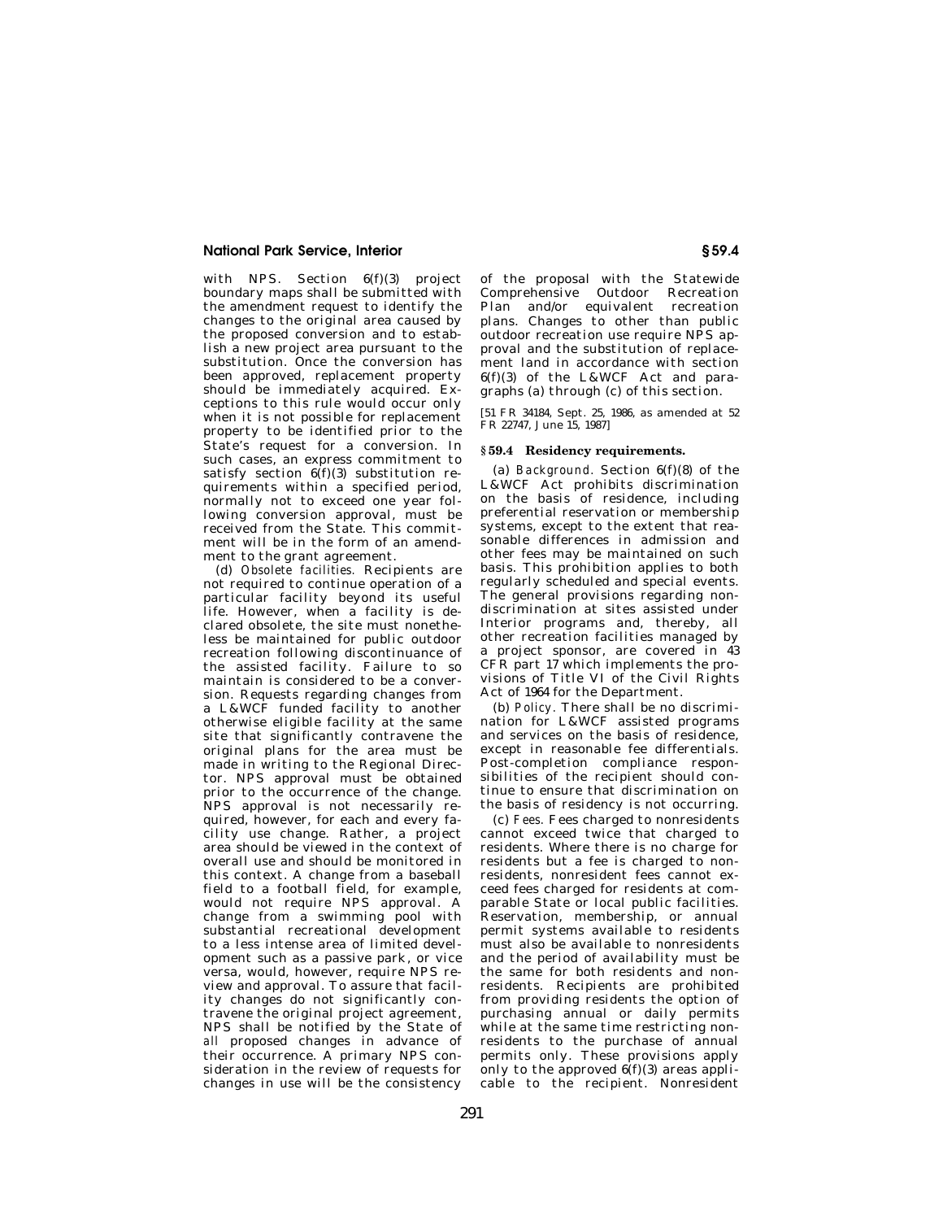with NPS. Section 6(f)(3) project boundary maps shall be submitted with the amendment request to identify the changes to the original area caused by the proposed conversion and to establish a new project area pursuant to the substitution. Once the conversion has been approved, replacement property should be immediately acquired. Exceptions to this rule would occur only when it is not possible for replacement property to be identified prior to the State's request for a conversion. In such cases, an express commitment to satisfy section 6(f)(3) substitution requirements within a specified period, normally not to exceed one year following conversion approval, must be received from the State. This commitment will be in the form of an amendment to the grant agreement.

(d) *Obsolete facilities.* Recipients are not required to continue operation of a particular facility beyond its useful life. However, when a facility is declared obsolete, the site must nonetheless be maintained for public outdoor recreation following discontinuance of the assisted facility. Failure to so maintain is considered to be a conversion. Requests regarding changes from a L&WCF funded facility to another otherwise eligible facility at the same site that significantly contravene the original plans for the area must be made in writing to the Regional Director. NPS approval must be obtained prior to the occurrence of the change. NPS approval is not necessarily required, however, for each and every facility use change. Rather, a project area should be viewed in the context of overall use and should be monitored in this context. A change from a baseball field to a football field, for example, would not require NPS approval. A change from a swimming pool with substantial recreational development to a less intense area of limited development such as a passive park, or vice versa, would, however, require NPS review and approval. To assure that facility changes do not significantly contravene the original project agreement, NPS shall be notified by the State of *all* proposed changes in advance of their occurrence. A primary NPS consideration in the review of requests for changes in use will be the consistency of the proposal with the Statewide Comprehensive Outdoor Recreation Plan and/or equivalent recreation plans. Changes to other than public outdoor recreation use require NPS approval and the substitution of replacement land in accordance with section 6(f)(3) of the L&WCF Act and paragraphs (a) through (c) of this section.

[51 FR 34184, Sept. 25, 1986, as amended at 52 FR 22747, June 15, 1987]

## § 59.4 Residency requirements.

(a) *Background.* Section 6(f)(8) of the L&WCF Act prohibits discrimination on the basis of residence, including preferential reservation or membership systems, except to the extent that reasonable differences in admission and other fees may be maintained on such basis. This prohibition applies to both regularly scheduled and special events. The general provisions regarding nondiscrimination at sites assisted under Interior programs and, thereby, all other recreation facilities managed by a project sponsor, are covered in 43 CFR part 17 which implements the provisions of Title VI of the Civil Rights Act of 1964 for the Department.

(b) *Policy.* There shall be no discrimination for L&WCF assisted programs and services on the basis of residence, except in reasonable fee differentials. Post-completion compliance responsibilities of the recipient should continue to ensure that discrimination on the basis of residency is not occurring.

(c) *Fees.* Fees charged to nonresidents cannot exceed twice that charged to residents. Where there is no charge for residents but a fee is charged to nonresidents, nonresident fees cannot exceed fees charged for residents at comparable State or local public facilities. Reservation, membership, or annual permit systems available to residents must also be available to nonresidents and the period of availability must be the same for both residents and nonresidents. Recipients are prohibited from providing residents the option of purchasing annual or daily permits while at the same time restricting nonresidents to the purchase of annual permits only. These provisions apply only to the approved 6(f)(3) areas applicable to the recipient. Nonresident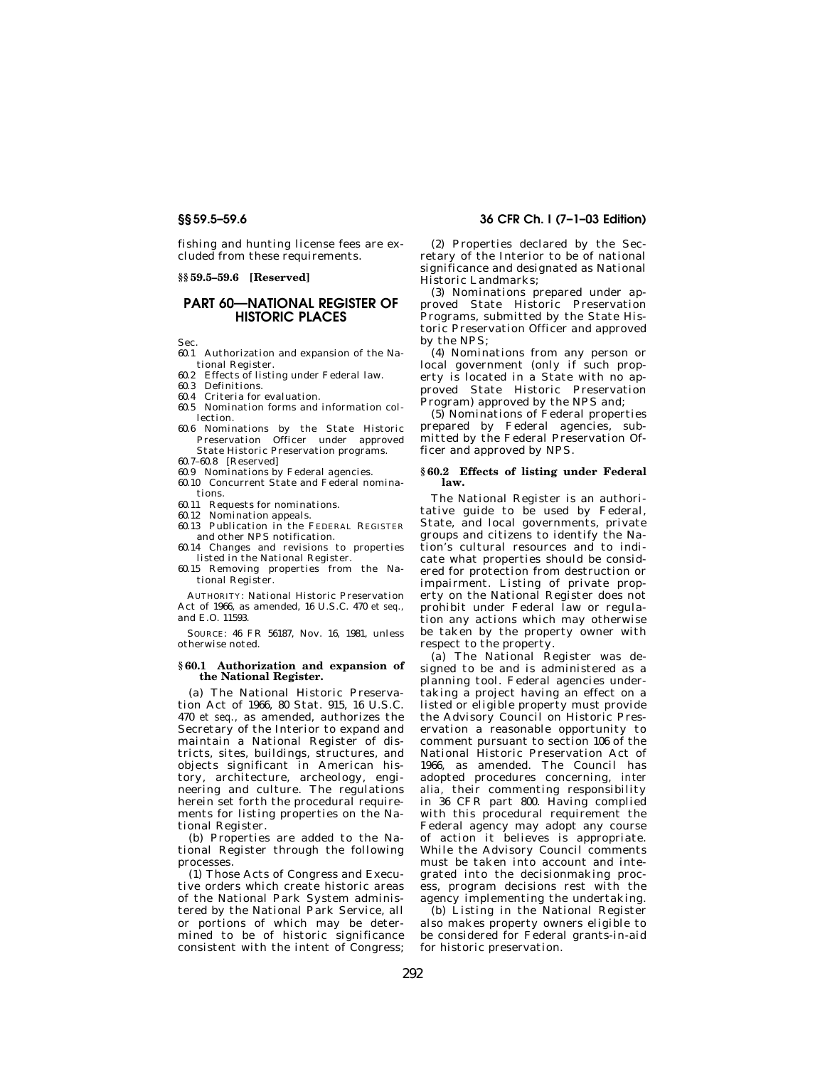fishing and hunting license fees are excluded from these requirements.

**§§ 59.5–59.6 [Reserved]**

# PART 60—NATIONAL REGISTER OF HISTORIC PLACES

Sec.
60.1 Authorization and expansion of the National Register.
60.2 Effects of listing under Federal law.
60.3 Definitions.
60.4 Criteria for evaluation.
60.5 Nomination forms and information collection.
60.6 Nominations by the State Historic Preservation Officer under approved State Historic Preservation programs.
60.7–60.8 [Reserved]
60.9 Nominations by Federal agencies.
60.10 Concurrent State and Federal nominations.
60.11 Requests for nominations.
60.12 Nomination appeals.
60.13 Publication in the FEDERAL REGISTER and other NPS notification.
60.14 Changes and revisions to properties listed in the National Register.
60.15 Removing properties from the National Register.

AUTHORITY: National Historic Preservation Act of 1966, as amended, 16 U.S.C. 470 *et seq.*, and E.O. 11593.

SOURCE: 46 FR 56187, Nov. 16, 1981, unless otherwise noted.

**§ 60.1 Authorization and expansion of the National Register.**

(a) The National Historic Preservation Act of 1966, 80 Stat. 915, 16 U.S.C. 470 *et seq.*, as amended, authorizes the Secretary of the Interior to expand and maintain a National Register of districts, sites, buildings, structures, and objects significant in American history, architecture, archeology, engineering and culture. The regulations herein set forth the procedural requirements for listing properties on the National Register.

(b) Properties are added to the National Register through the following processes.

(1) Those Acts of Congress and Executive orders which create historic areas of the National Park System administered by the National Park Service, all or portions of which may be determined to be of historic significance consistent with the intent of Congress;

(2) Properties declared by the Secretary of the Interior to be of national significance and designated as National Historic Landmarks;

(3) Nominations prepared under approved State Historic Preservation Programs, submitted by the State Historic Preservation Officer and approved by the NPS;

(4) Nominations from any person or local government (only if such property is located in a State with no approved State Historic Preservation Program) approved by the NPS and;

(5) Nominations of Federal properties prepared by Federal agencies, submitted by the Federal Preservation Officer and approved by NPS.

**§ 60.2 Effects of listing under Federal law.**

The National Register is an authoritative guide to be used by Federal, State, and local governments, private groups and citizens to identify the Nation's cultural resources and to indicate what properties should be considered for protection from destruction or impairment. Listing of private property on the National Register does not prohibit under Federal law or regulation any actions which may otherwise be taken by the property owner with respect to the property.

(a) The National Register was designed to be and is administered as a planning tool. Federal agencies undertaking a project having an effect on a listed or eligible property must provide the Advisory Council on Historic Preservation a reasonable opportunity to comment pursuant to section 106 of the National Historic Preservation Act of 1966, as amended. The Council has adopted procedures concerning, *inter alia*, their commenting responsibility in 36 CFR part 800. Having complied with this procedural requirement the Federal agency may adopt any course of action it believes is appropriate. While the Advisory Council comments must be taken into account and integrated into the decisionmaking process, program decisions rest with the agency implementing the undertaking.

(b) Listing in the National Register also makes property owners eligible to be considered for Federal grants-in-aid for historic preservation.